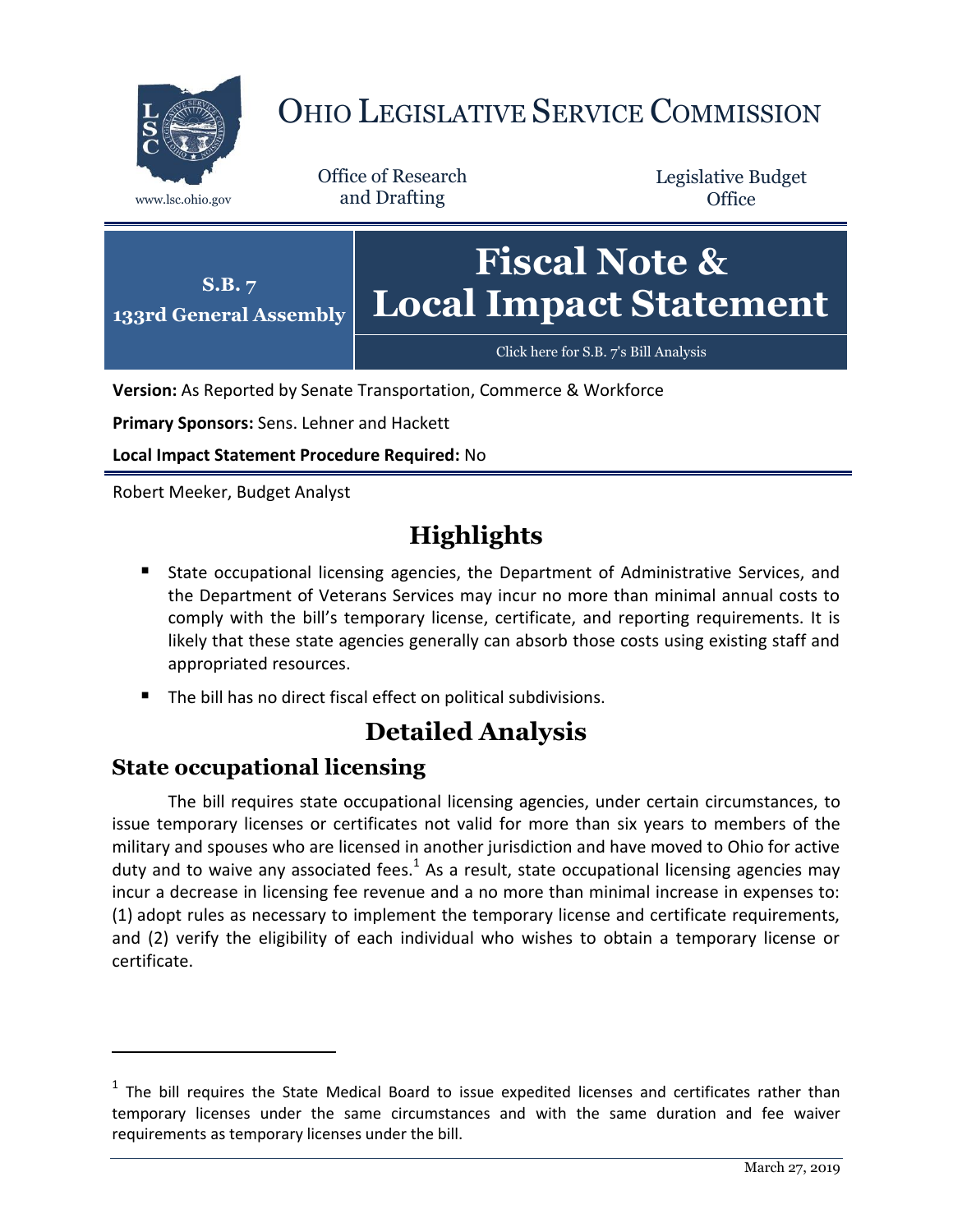# OHIO LEGISLATIVE SERVICE COMMISSION

www.lsc.ohio.gov

Office of Research and Drafting

Legislative Budget Office

**S.B. 7**
**133rd General Assembly**

# Fiscal Note & Local Impact Statement

Click here for S.B. 7's Bill Analysis

**Version:** As Reported by Senate Transportation, Commerce & Workforce

**Primary Sponsors:** Sens. Lehner and Hackett

**Local Impact Statement Procedure Required:** No

Robert Meeker, Budget Analyst

## Highlights

- State occupational licensing agencies, the Department of Administrative Services, and the Department of Veterans Services may incur no more than minimal annual costs to comply with the bill's temporary license, certificate, and reporting requirements. It is likely that these state agencies generally can absorb those costs using existing staff and appropriated resources.
- The bill has no direct fiscal effect on political subdivisions.

## Detailed Analysis

### State occupational licensing

The bill requires state occupational licensing agencies, under certain circumstances, to issue temporary licenses or certificates not valid for more than six years to members of the military and spouses who are licensed in another jurisdiction and have moved to Ohio for active duty and to waive any associated fees.[1] As a result, state occupational licensing agencies may incur a decrease in licensing fee revenue and a no more than minimal increase in expenses to: (1) adopt rules as necessary to implement the temporary license and certificate requirements, and (2) verify the eligibility of each individual who wishes to obtain a temporary license or certificate.

[1] The bill requires the State Medical Board to issue expedited licenses and certificates rather than temporary licenses under the same circumstances and with the same duration and fee waiver requirements as temporary licenses under the bill.

March 27, 2019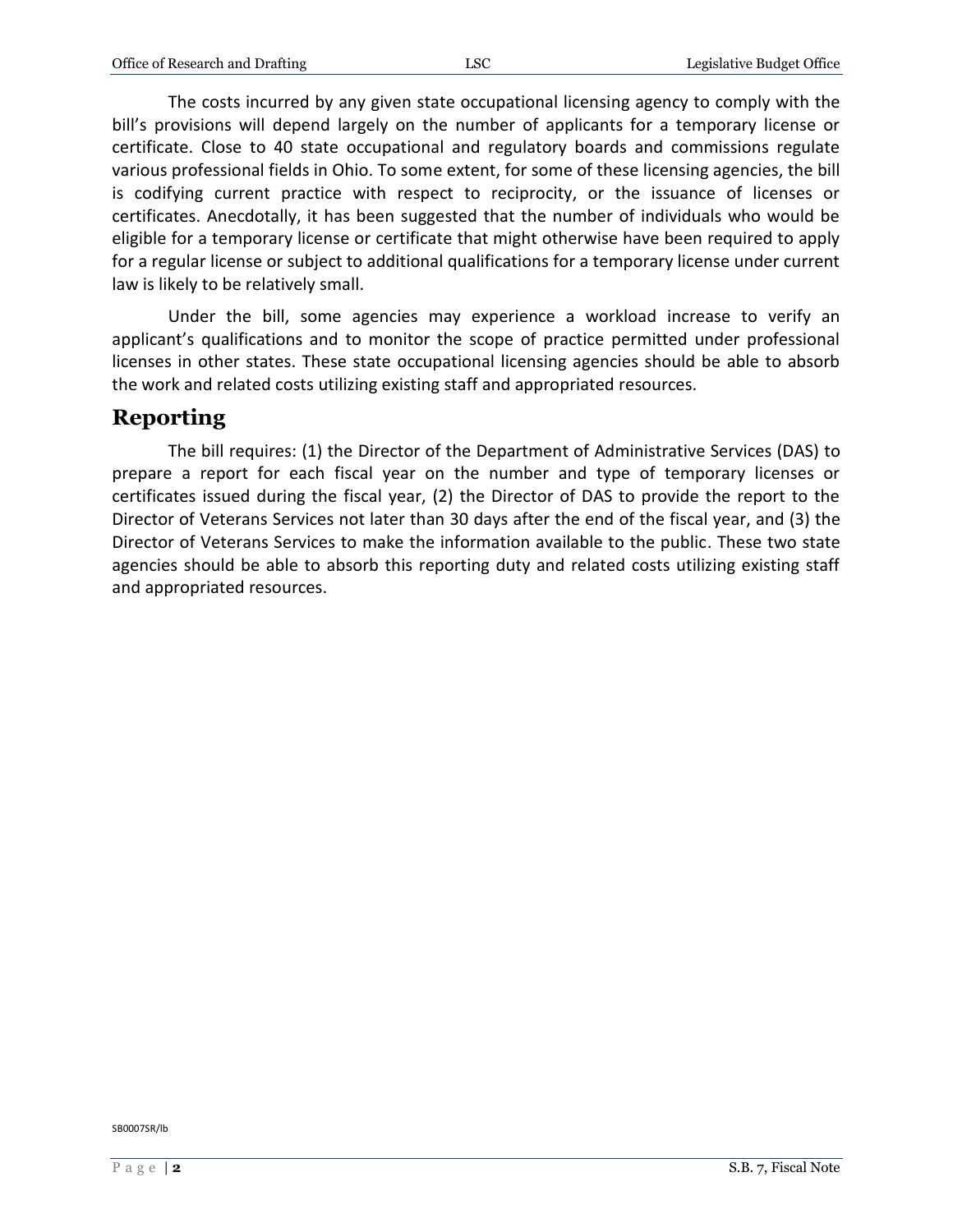The costs incurred by any given state occupational licensing agency to comply with the bill's provisions will depend largely on the number of applicants for a temporary license or certificate. Close to 40 state occupational and regulatory boards and commissions regulate various professional fields in Ohio. To some extent, for some of these licensing agencies, the bill is codifying current practice with respect to reciprocity, or the issuance of licenses or certificates. Anecdotally, it has been suggested that the number of individuals who would be eligible for a temporary license or certificate that might otherwise have been required to apply for a regular license or subject to additional qualifications for a temporary license under current law is likely to be relatively small.

Under the bill, some agencies may experience a workload increase to verify an applicant's qualifications and to monitor the scope of practice permitted under professional licenses in other states. These state occupational licensing agencies should be able to absorb the work and related costs utilizing existing staff and appropriated resources.

## Reporting

The bill requires: (1) the Director of the Department of Administrative Services (DAS) to prepare a report for each fiscal year on the number and type of temporary licenses or certificates issued during the fiscal year, (2) the Director of DAS to provide the report to the Director of Veterans Services not later than 30 days after the end of the fiscal year, and (3) the Director of Veterans Services to make the information available to the public. These two state agencies should be able to absorb this reporting duty and related costs utilizing existing staff and appropriated resources.

SB0007SR/lb